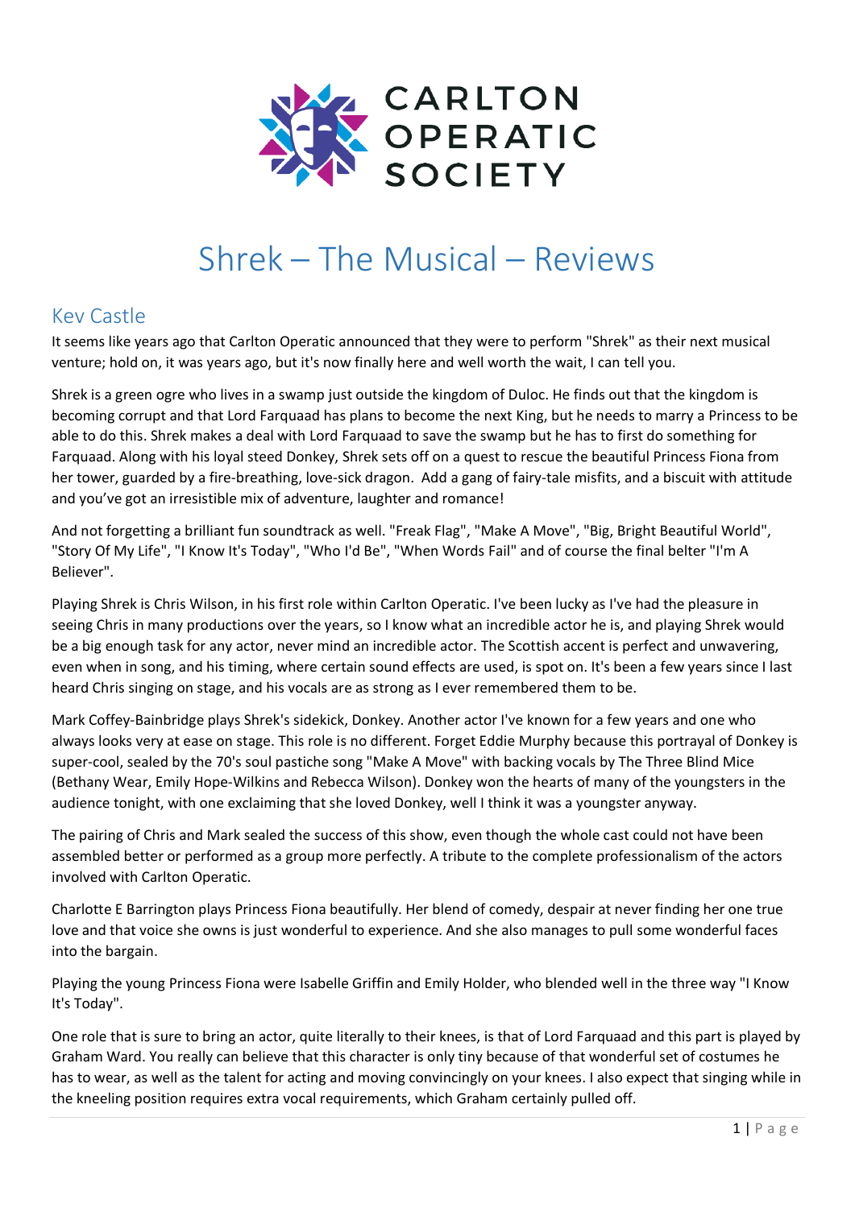CARLTON OPERATIC SOCIETY

# Shrek – The Musical – Reviews

## Kev Castle

It seems like years ago that Carlton Operatic announced that they were to perform "Shrek" as their next musical venture; hold on, it was years ago, but it's now finally here and well worth the wait, I can tell you.

Shrek is a green ogre who lives in a swamp just outside the kingdom of Duloc. He finds out that the kingdom is becoming corrupt and that Lord Farquaad has plans to become the next King, but he needs to marry a Princess to be able to do this. Shrek makes a deal with Lord Farquaad to save the swamp but he has to first do something for Farquaad. Along with his loyal steed Donkey, Shrek sets off on a quest to rescue the beautiful Princess Fiona from her tower, guarded by a fire-breathing, love-sick dragon. Add a gang of fairy-tale misfits, and a biscuit with attitude and you've got an irresistible mix of adventure, laughter and romance!

And not forgetting a brilliant fun soundtrack as well. "Freak Flag", "Make A Move", "Big, Bright Beautiful World", "Story Of My Life", "I Know It's Today", "Who I'd Be", "When Words Fail" and of course the final belter "I'm A Believer".

Playing Shrek is Chris Wilson, in his first role within Carlton Operatic. I've been lucky as I've had the pleasure in seeing Chris in many productions over the years, so I know what an incredible actor he is, and playing Shrek would be a big enough task for any actor, never mind an incredible actor. The Scottish accent is perfect and unwavering, even when in song, and his timing, where certain sound effects are used, is spot on. It's been a few years since I last heard Chris singing on stage, and his vocals are as strong as I ever remembered them to be.

Mark Coffey-Bainbridge plays Shrek's sidekick, Donkey. Another actor I've known for a few years and one who always looks very at ease on stage. This role is no different. Forget Eddie Murphy because this portrayal of Donkey is super-cool, sealed by the 70's soul pastiche song "Make A Move" with backing vocals by The Three Blind Mice (Bethany Wear, Emily Hope-Wilkins and Rebecca Wilson). Donkey won the hearts of many of the youngsters in the audience tonight, with one exclaiming that she loved Donkey, well I think it was a youngster anyway.

The pairing of Chris and Mark sealed the success of this show, even though the whole cast could not have been assembled better or performed as a group more perfectly. A tribute to the complete professionalism of the actors involved with Carlton Operatic.

Charlotte E Barrington plays Princess Fiona beautifully. Her blend of comedy, despair at never finding her one true love and that voice she owns is just wonderful to experience. And she also manages to pull some wonderful faces into the bargain.

Playing the young Princess Fiona were Isabelle Griffin and Emily Holder, who blended well in the three way "I Know It's Today".

One role that is sure to bring an actor, quite literally to their knees, is that of Lord Farquaad and this part is played by Graham Ward. You really can believe that this character is only tiny because of that wonderful set of costumes he has to wear, as well as the talent for acting and moving convincingly on your knees. I also expect that singing while in the kneeling position requires extra vocal requirements, which Graham certainly pulled off.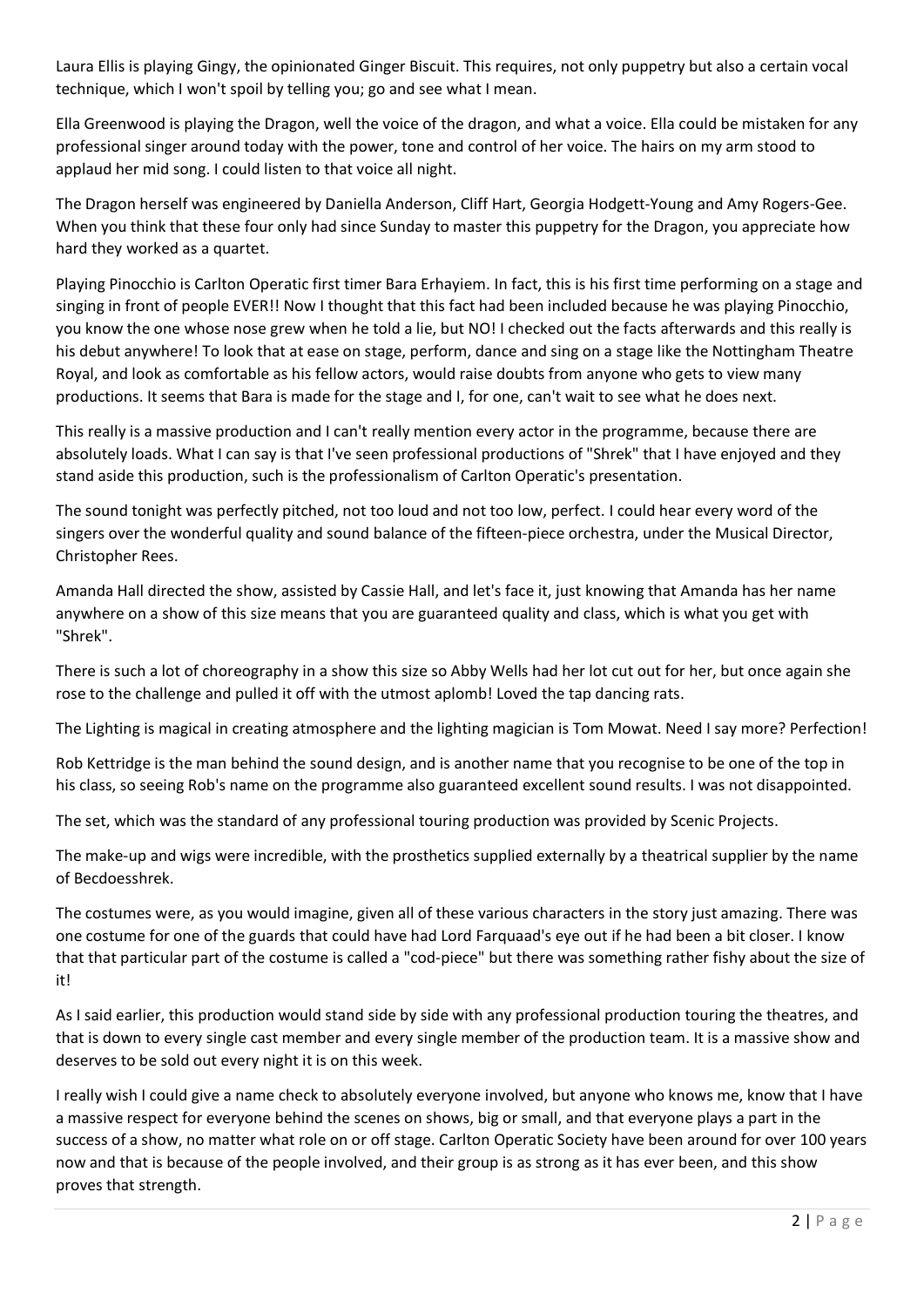Laura Ellis is playing Gingy, the opinionated Ginger Biscuit. This requires, not only puppetry but also a certain vocal technique, which I won't spoil by telling you; go and see what I mean.

Ella Greenwood is playing the Dragon, well the voice of the dragon, and what a voice. Ella could be mistaken for any professional singer around today with the power, tone and control of her voice. The hairs on my arm stood to applaud her mid song. I could listen to that voice all night.

The Dragon herself was engineered by Daniella Anderson, Cliff Hart, Georgia Hodgett-Young and Amy Rogers-Gee. When you think that these four only had since Sunday to master this puppetry for the Dragon, you appreciate how hard they worked as a quartet.

Playing Pinocchio is Carlton Operatic first timer Bara Erhayiem. In fact, this is his first time performing on a stage and singing in front of people EVER!! Now I thought that this fact had been included because he was playing Pinocchio, you know the one whose nose grew when he told a lie, but NO! I checked out the facts afterwards and this really is his debut anywhere! To look that at ease on stage, perform, dance and sing on a stage like the Nottingham Theatre Royal, and look as comfortable as his fellow actors, would raise doubts from anyone who gets to view many productions. It seems that Bara is made for the stage and I, for one, can't wait to see what he does next.

This really is a massive production and I can't really mention every actor in the programme, because there are absolutely loads. What I can say is that I've seen professional productions of "Shrek" that I have enjoyed and they stand aside this production, such is the professionalism of Carlton Operatic's presentation.

The sound tonight was perfectly pitched, not too loud and not too low, perfect. I could hear every word of the singers over the wonderful quality and sound balance of the fifteen-piece orchestra, under the Musical Director, Christopher Rees.

Amanda Hall directed the show, assisted by Cassie Hall, and let's face it, just knowing that Amanda has her name anywhere on a show of this size means that you are guaranteed quality and class, which is what you get with "Shrek".

There is such a lot of choreography in a show this size so Abby Wells had her lot cut out for her, but once again she rose to the challenge and pulled it off with the utmost aplomb! Loved the tap dancing rats.

The Lighting is magical in creating atmosphere and the lighting magician is Tom Mowat. Need I say more? Perfection!

Rob Kettridge is the man behind the sound design, and is another name that you recognise to be one of the top in his class, so seeing Rob's name on the programme also guaranteed excellent sound results. I was not disappointed.

The set, which was the standard of any professional touring production was provided by Scenic Projects.

The make-up and wigs were incredible, with the prosthetics supplied externally by a theatrical supplier by the name of Becdoesshrek.

The costumes were, as you would imagine, given all of these various characters in the story just amazing. There was one costume for one of the guards that could have had Lord Farquaad's eye out if he had been a bit closer. I know that that particular part of the costume is called a "cod-piece" but there was something rather fishy about the size of it!

As I said earlier, this production would stand side by side with any professional production touring the theatres, and that is down to every single cast member and every single member of the production team. It is a massive show and deserves to be sold out every night it is on this week.

I really wish I could give a name check to absolutely everyone involved, but anyone who knows me, know that I have a massive respect for everyone behind the scenes on shows, big or small, and that everyone plays a part in the success of a show, no matter what role on or off stage. Carlton Operatic Society have been around for over 100 years now and that is because of the people involved, and their group is as strong as it has ever been, and this show proves that strength.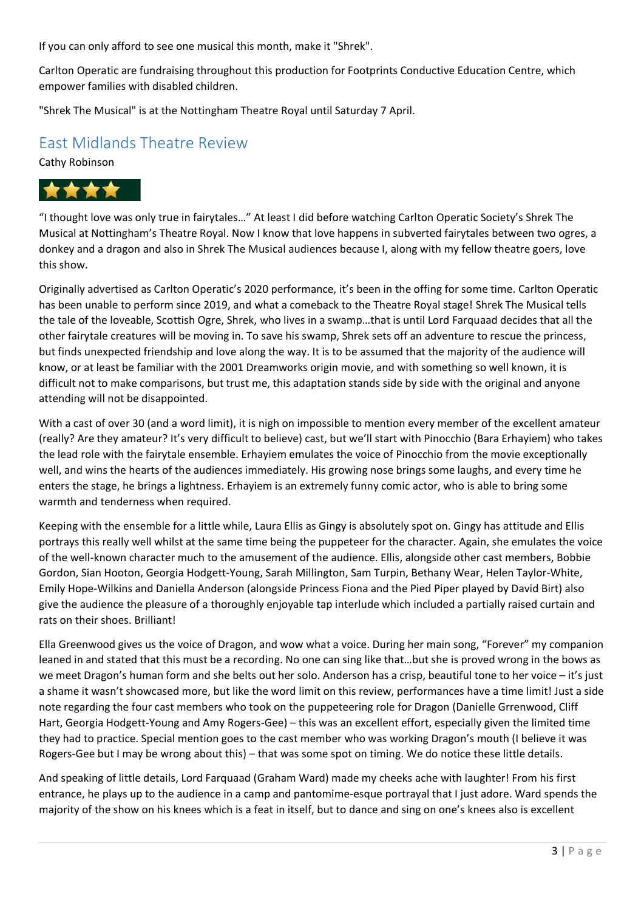If you can only afford to see one musical this month, make it "Shrek".

Carlton Operatic are fundraising throughout this production for Footprints Conductive Education Centre, which empower families with disabled children.

"Shrek The Musical" is at the Nottingham Theatre Royal until Saturday 7 April.

## East Midlands Theatre Review

Cathy Robinson

★★★★

"I thought love was only true in fairytales…" At least I did before watching Carlton Operatic Society's Shrek The Musical at Nottingham's Theatre Royal. Now I know that love happens in subverted fairytales between two ogres, a donkey and a dragon and also in Shrek The Musical audiences because I, along with my fellow theatre goers, love this show.

Originally advertised as Carlton Operatic's 2020 performance, it's been in the offing for some time. Carlton Operatic has been unable to perform since 2019, and what a comeback to the Theatre Royal stage! Shrek The Musical tells the tale of the loveable, Scottish Ogre, Shrek, who lives in a swamp…that is until Lord Farquaad decides that all the other fairytale creatures will be moving in. To save his swamp, Shrek sets off an adventure to rescue the princess, but finds unexpected friendship and love along the way. It is to be assumed that the majority of the audience will know, or at least be familiar with the 2001 Dreamworks origin movie, and with something so well known, it is difficult not to make comparisons, but trust me, this adaptation stands side by side with the original and anyone attending will not be disappointed.

With a cast of over 30 (and a word limit), it is nigh on impossible to mention every member of the excellent amateur (really? Are they amateur? It's very difficult to believe) cast, but we'll start with Pinocchio (Bara Erhayiem) who takes the lead role with the fairytale ensemble. Erhayiem emulates the voice of Pinocchio from the movie exceptionally well, and wins the hearts of the audiences immediately. His growing nose brings some laughs, and every time he enters the stage, he brings a lightness. Erhayiem is an extremely funny comic actor, who is able to bring some warmth and tenderness when required.

Keeping with the ensemble for a little while, Laura Ellis as Gingy is absolutely spot on. Gingy has attitude and Ellis portrays this really well whilst at the same time being the puppeteer for the character. Again, she emulates the voice of the well-known character much to the amusement of the audience. Ellis, alongside other cast members, Bobbie Gordon, Sian Hooton, Georgia Hodgett-Young, Sarah Millington, Sam Turpin, Bethany Wear, Helen Taylor-White, Emily Hope-Wilkins and Daniella Anderson (alongside Princess Fiona and the Pied Piper played by David Birt) also give the audience the pleasure of a thoroughly enjoyable tap interlude which included a partially raised curtain and rats on their shoes. Brilliant!

Ella Greenwood gives us the voice of Dragon, and wow what a voice. During her main song, "Forever" my companion leaned in and stated that this must be a recording. No one can sing like that…but she is proved wrong in the bows as we meet Dragon's human form and she belts out her solo. Anderson has a crisp, beautiful tone to her voice – it's just a shame it wasn't showcased more, but like the word limit on this review, performances have a time limit! Just a side note regarding the four cast members who took on the puppeteering role for Dragon (Danielle Grrenwood, Cliff Hart, Georgia Hodgett-Young and Amy Rogers-Gee) – this was an excellent effort, especially given the limited time they had to practice. Special mention goes to the cast member who was working Dragon's mouth (I believe it was Rogers-Gee but I may be wrong about this) – that was some spot on timing. We do notice these little details.

And speaking of little details, Lord Farquaad (Graham Ward) made my cheeks ache with laughter! From his first entrance, he plays up to the audience in a camp and pantomime-esque portrayal that I just adore. Ward spends the majority of the show on his knees which is a feat in itself, but to dance and sing on one's knees also is excellent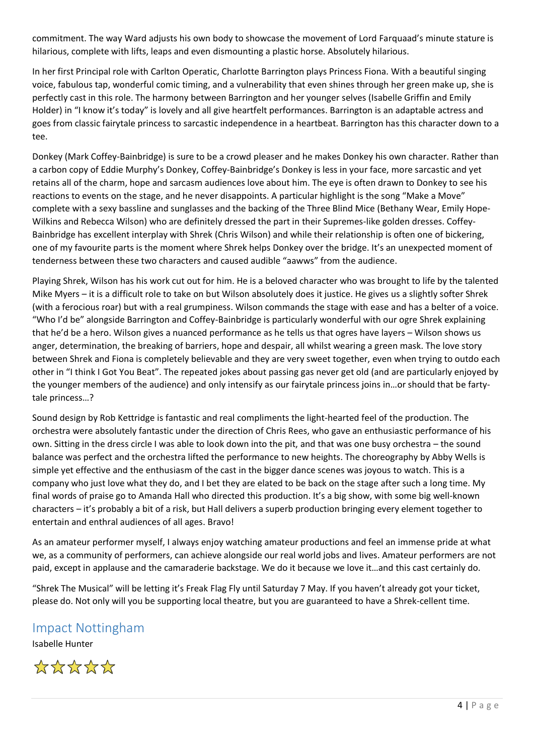commitment. The way Ward adjusts his own body to showcase the movement of Lord Farquaad's minute stature is hilarious, complete with lifts, leaps and even dismounting a plastic horse. Absolutely hilarious.

In her first Principal role with Carlton Operatic, Charlotte Barrington plays Princess Fiona. With a beautiful singing voice, fabulous tap, wonderful comic timing, and a vulnerability that even shines through her green make up, she is perfectly cast in this role. The harmony between Barrington and her younger selves (Isabelle Griffin and Emily Holder) in "I know it's today" is lovely and all give heartfelt performances. Barrington is an adaptable actress and goes from classic fairytale princess to sarcastic independence in a heartbeat. Barrington has this character down to a tee.

Donkey (Mark Coffey-Bainbridge) is sure to be a crowd pleaser and he makes Donkey his own character. Rather than a carbon copy of Eddie Murphy's Donkey, Coffey-Bainbridge's Donkey is less in your face, more sarcastic and yet retains all of the charm, hope and sarcasm audiences love about him. The eye is often drawn to Donkey to see his reactions to events on the stage, and he never disappoints. A particular highlight is the song "Make a Move" complete with a sexy bassline and sunglasses and the backing of the Three Blind Mice (Bethany Wear, Emily Hope-Wilkins and Rebecca Wilson) who are definitely dressed the part in their Supremes-like golden dresses. Coffey-Bainbridge has excellent interplay with Shrek (Chris Wilson) and while their relationship is often one of bickering, one of my favourite parts is the moment where Shrek helps Donkey over the bridge. It's an unexpected moment of tenderness between these two characters and caused audible "aawws" from the audience.

Playing Shrek, Wilson has his work cut out for him. He is a beloved character who was brought to life by the talented Mike Myers – it is a difficult role to take on but Wilson absolutely does it justice. He gives us a slightly softer Shrek (with a ferocious roar) but with a real grumpiness. Wilson commands the stage with ease and has a belter of a voice. "Who I'd be" alongside Barrington and Coffey-Bainbridge is particularly wonderful with our ogre Shrek explaining that he'd be a hero. Wilson gives a nuanced performance as he tells us that ogres have layers – Wilson shows us anger, determination, the breaking of barriers, hope and despair, all whilst wearing a green mask. The love story between Shrek and Fiona is completely believable and they are very sweet together, even when trying to outdo each other in "I think I Got You Beat". The repeated jokes about passing gas never get old (and are particularly enjoyed by the younger members of the audience) and only intensify as our fairytale princess joins in…or should that be farty-tale princess…?

Sound design by Rob Kettridge is fantastic and real compliments the light-hearted feel of the production. The orchestra were absolutely fantastic under the direction of Chris Rees, who gave an enthusiastic performance of his own. Sitting in the dress circle I was able to look down into the pit, and that was one busy orchestra – the sound balance was perfect and the orchestra lifted the performance to new heights. The choreography by Abby Wells is simple yet effective and the enthusiasm of the cast in the bigger dance scenes was joyous to watch. This is a company who just love what they do, and I bet they are elated to be back on the stage after such a long time. My final words of praise go to Amanda Hall who directed this production. It's a big show, with some big well-known characters – it's probably a bit of a risk, but Hall delivers a superb production bringing every element together to entertain and enthral audiences of all ages. Bravo!

As an amateur performer myself, I always enjoy watching amateur productions and feel an immense pride at what we, as a community of performers, can achieve alongside our real world jobs and lives. Amateur performers are not paid, except in applause and the camaraderie backstage. We do it because we love it…and this cast certainly do.

"Shrek The Musical" will be letting it's Freak Flag Fly until Saturday 7 May. If you haven't already got your ticket, please do. Not only will you be supporting local theatre, but you are guaranteed to have a Shrek-cellent time.

## Impact Nottingham

Isabelle Hunter

☆☆☆☆☆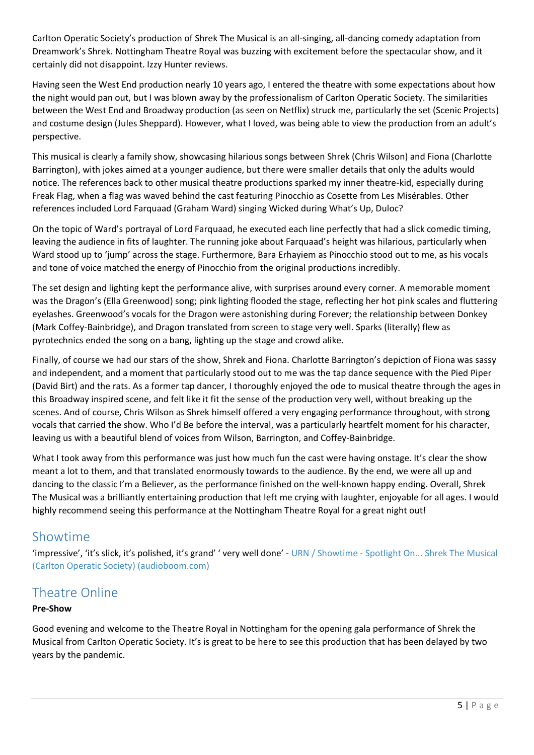Carlton Operatic Society's production of Shrek The Musical is an all-singing, all-dancing comedy adaptation from Dreamwork's Shrek. Nottingham Theatre Royal was buzzing with excitement before the spectacular show, and it certainly did not disappoint. Izzy Hunter reviews.

Having seen the West End production nearly 10 years ago, I entered the theatre with some expectations about how the night would pan out, but I was blown away by the professionalism of Carlton Operatic Society. The similarities between the West End and Broadway production (as seen on Netflix) struck me, particularly the set (Scenic Projects) and costume design (Jules Sheppard). However, what I loved, was being able to view the production from an adult's perspective.

This musical is clearly a family show, showcasing hilarious songs between Shrek (Chris Wilson) and Fiona (Charlotte Barrington), with jokes aimed at a younger audience, but there were smaller details that only the adults would notice. The references back to other musical theatre productions sparked my inner theatre-kid, especially during Freak Flag, when a flag was waved behind the cast featuring Pinocchio as Cosette from Les Misérables. Other references included Lord Farquaad (Graham Ward) singing Wicked during What's Up, Duloc?

On the topic of Ward's portrayal of Lord Farquaad, he executed each line perfectly that had a slick comedic timing, leaving the audience in fits of laughter. The running joke about Farquaad's height was hilarious, particularly when Ward stood up to 'jump' across the stage. Furthermore, Bara Erhayiem as Pinocchio stood out to me, as his vocals and tone of voice matched the energy of Pinocchio from the original productions incredibly.

The set design and lighting kept the performance alive, with surprises around every corner. A memorable moment was the Dragon's (Ella Greenwood) song; pink lighting flooded the stage, reflecting her hot pink scales and fluttering eyelashes. Greenwood's vocals for the Dragon were astonishing during Forever; the relationship between Donkey (Mark Coffey-Bainbridge), and Dragon translated from screen to stage very well. Sparks (literally) flew as pyrotechnics ended the song on a bang, lighting up the stage and crowd alike.

Finally, of course we had our stars of the show, Shrek and Fiona. Charlotte Barrington's depiction of Fiona was sassy and independent, and a moment that particularly stood out to me was the tap dance sequence with the Pied Piper (David Birt) and the rats. As a former tap dancer, I thoroughly enjoyed the ode to musical theatre through the ages in this Broadway inspired scene, and felt like it fit the sense of the production very well, without breaking up the scenes. And of course, Chris Wilson as Shrek himself offered a very engaging performance throughout, with strong vocals that carried the show. Who I'd Be before the interval, was a particularly heartfelt moment for his character, leaving us with a beautiful blend of voices from Wilson, Barrington, and Coffey-Bainbridge.

What I took away from this performance was just how much fun the cast were having onstage. It's clear the show meant a lot to them, and that translated enormously towards to the audience. By the end, we were all up and dancing to the classic I'm a Believer, as the performance finished on the well-known happy ending. Overall, Shrek The Musical was a brilliantly entertaining production that left me crying with laughter, enjoyable for all ages. I would highly recommend seeing this performance at the Nottingham Theatre Royal for a great night out!

## Showtime

'impressive', 'it's slick, it's polished, it's grand' ' very well done' - URN / Showtime - Spotlight On... Shrek The Musical (Carlton Operatic Society) (audioboom.com)

## Theatre Online

**Pre-Show**

Good evening and welcome to the Theatre Royal in Nottingham for the opening gala performance of Shrek the Musical from Carlton Operatic Society. It's is great to be here to see this production that has been delayed by two years by the pandemic.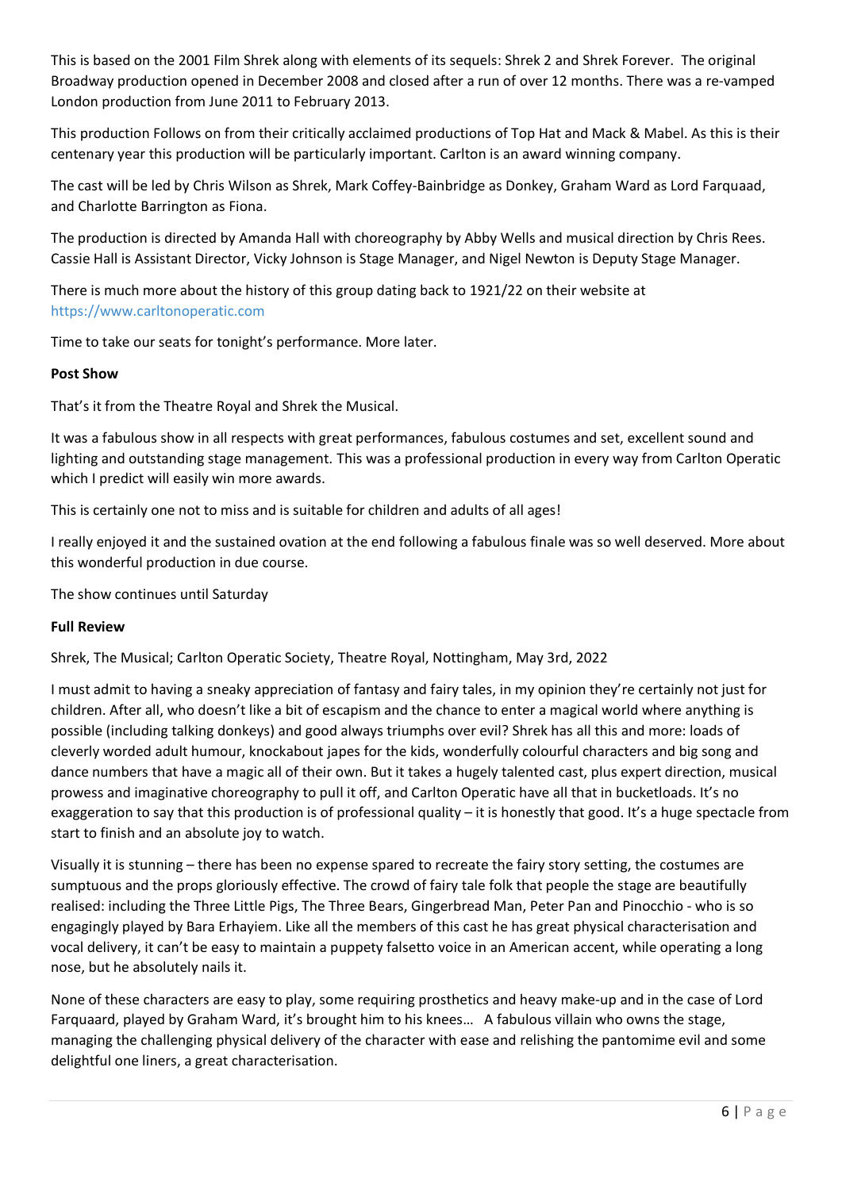This is based on the 2001 Film Shrek along with elements of its sequels: Shrek 2 and Shrek Forever. The original Broadway production opened in December 2008 and closed after a run of over 12 months. There was a re-vamped London production from June 2011 to February 2013.

This production Follows on from their critically acclaimed productions of Top Hat and Mack & Mabel. As this is their centenary year this production will be particularly important. Carlton is an award winning company.

The cast will be led by Chris Wilson as Shrek, Mark Coffey-Bainbridge as Donkey, Graham Ward as Lord Farquaad, and Charlotte Barrington as Fiona.

The production is directed by Amanda Hall with choreography by Abby Wells and musical direction by Chris Rees. Cassie Hall is Assistant Director, Vicky Johnson is Stage Manager, and Nigel Newton is Deputy Stage Manager.

There is much more about the history of this group dating back to 1921/22 on their website at https://www.carltonoperatic.com

Time to take our seats for tonight's performance. More later.

**Post Show**

That's it from the Theatre Royal and Shrek the Musical.

It was a fabulous show in all respects with great performances, fabulous costumes and set, excellent sound and lighting and outstanding stage management. This was a professional production in every way from Carlton Operatic which I predict will easily win more awards.

This is certainly one not to miss and is suitable for children and adults of all ages!

I really enjoyed it and the sustained ovation at the end following a fabulous finale was so well deserved. More about this wonderful production in due course.

The show continues until Saturday

**Full Review**

Shrek, The Musical; Carlton Operatic Society, Theatre Royal, Nottingham, May 3rd, 2022

I must admit to having a sneaky appreciation of fantasy and fairy tales, in my opinion they're certainly not just for children. After all, who doesn't like a bit of escapism and the chance to enter a magical world where anything is possible (including talking donkeys) and good always triumphs over evil? Shrek has all this and more: loads of cleverly worded adult humour, knockabout japes for the kids, wonderfully colourful characters and big song and dance numbers that have a magic all of their own. But it takes a hugely talented cast, plus expert direction, musical prowess and imaginative choreography to pull it off, and Carlton Operatic have all that in bucketloads. It's no exaggeration to say that this production is of professional quality – it is honestly that good. It's a huge spectacle from start to finish and an absolute joy to watch.

Visually it is stunning – there has been no expense spared to recreate the fairy story setting, the costumes are sumptuous and the props gloriously effective. The crowd of fairy tale folk that people the stage are beautifully realised: including the Three Little Pigs, The Three Bears, Gingerbread Man, Peter Pan and Pinocchio - who is so engagingly played by Bara Erhayiem. Like all the members of this cast he has great physical characterisation and vocal delivery, it can't be easy to maintain a puppety falsetto voice in an American accent, while operating a long nose, but he absolutely nails it.

None of these characters are easy to play, some requiring prosthetics and heavy make-up and in the case of Lord Farquaard, played by Graham Ward, it's brought him to his knees… A fabulous villain who owns the stage, managing the challenging physical delivery of the character with ease and relishing the pantomime evil and some delightful one liners, a great characterisation.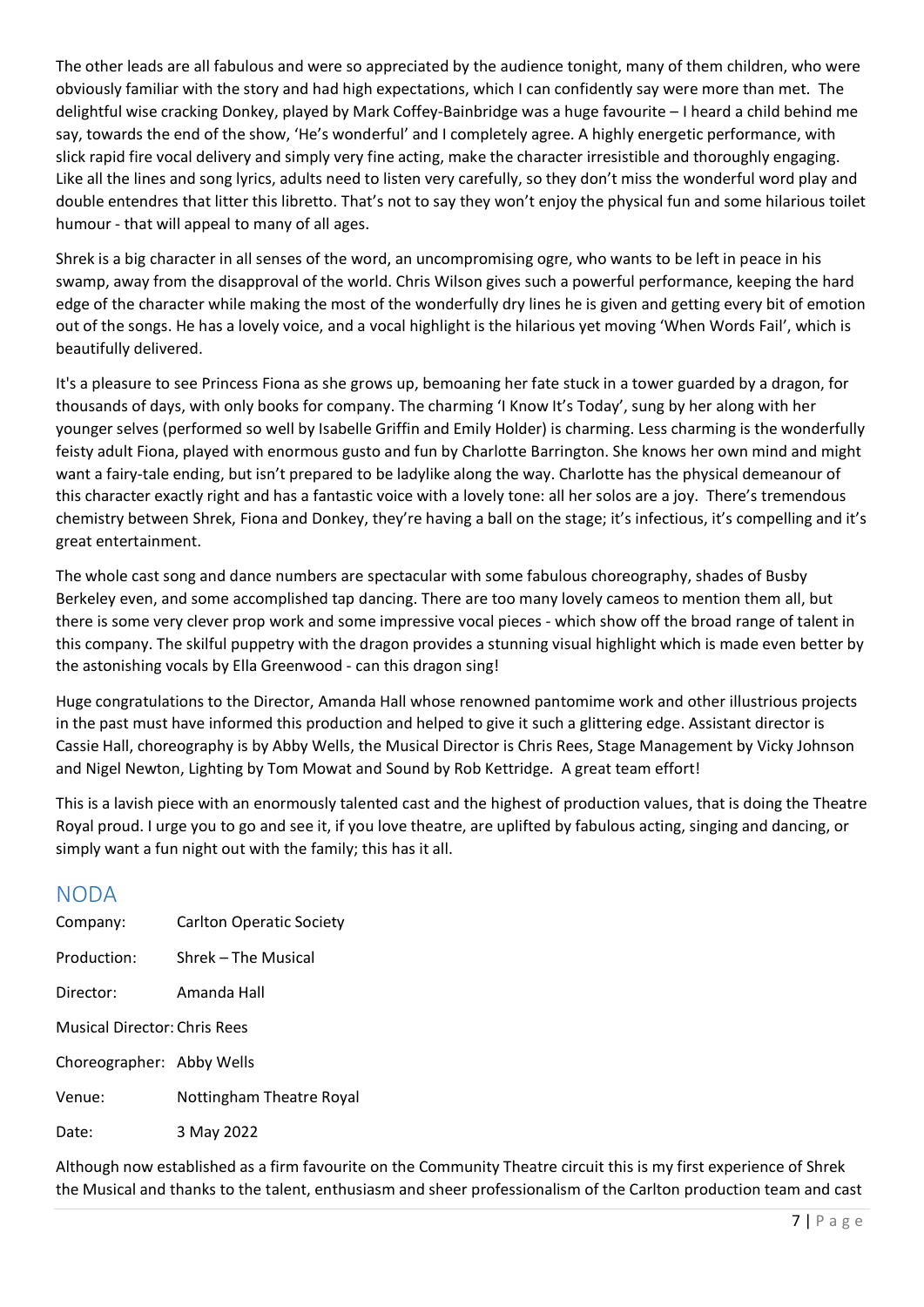The other leads are all fabulous and were so appreciated by the audience tonight, many of them children, who were obviously familiar with the story and had high expectations, which I can confidently say were more than met. The delightful wise cracking Donkey, played by Mark Coffey-Bainbridge was a huge favourite – I heard a child behind me say, towards the end of the show, 'He's wonderful' and I completely agree. A highly energetic performance, with slick rapid fire vocal delivery and simply very fine acting, make the character irresistible and thoroughly engaging. Like all the lines and song lyrics, adults need to listen very carefully, so they don't miss the wonderful word play and double entendres that litter this libretto. That's not to say they won't enjoy the physical fun and some hilarious toilet humour - that will appeal to many of all ages.

Shrek is a big character in all senses of the word, an uncompromising ogre, who wants to be left in peace in his swamp, away from the disapproval of the world. Chris Wilson gives such a powerful performance, keeping the hard edge of the character while making the most of the wonderfully dry lines he is given and getting every bit of emotion out of the songs. He has a lovely voice, and a vocal highlight is the hilarious yet moving 'When Words Fail', which is beautifully delivered.

It's a pleasure to see Princess Fiona as she grows up, bemoaning her fate stuck in a tower guarded by a dragon, for thousands of days, with only books for company. The charming 'I Know It's Today', sung by her along with her younger selves (performed so well by Isabelle Griffin and Emily Holder) is charming. Less charming is the wonderfully feisty adult Fiona, played with enormous gusto and fun by Charlotte Barrington. She knows her own mind and might want a fairy-tale ending, but isn't prepared to be ladylike along the way. Charlotte has the physical demeanour of this character exactly right and has a fantastic voice with a lovely tone: all her solos are a joy. There's tremendous chemistry between Shrek, Fiona and Donkey, they're having a ball on the stage; it's infectious, it's compelling and it's great entertainment.

The whole cast song and dance numbers are spectacular with some fabulous choreography, shades of Busby Berkeley even, and some accomplished tap dancing. There are too many lovely cameos to mention them all, but there is some very clever prop work and some impressive vocal pieces - which show off the broad range of talent in this company. The skilful puppetry with the dragon provides a stunning visual highlight which is made even better by the astonishing vocals by Ella Greenwood - can this dragon sing!

Huge congratulations to the Director, Amanda Hall whose renowned pantomime work and other illustrious projects in the past must have informed this production and helped to give it such a glittering edge. Assistant director is Cassie Hall, choreography is by Abby Wells, the Musical Director is Chris Rees, Stage Management by Vicky Johnson and Nigel Newton, Lighting by Tom Mowat and Sound by Rob Kettridge. A great team effort!

This is a lavish piece with an enormously talented cast and the highest of production values, that is doing the Theatre Royal proud. I urge you to go and see it, if you love theatre, are uplifted by fabulous acting, singing and dancing, or simply want a fun night out with the family; this has it all.

## NODA

Company: Carlton Operatic Society

Production: Shrek – The Musical

Director: Amanda Hall

Musical Director: Chris Rees

Choreographer: Abby Wells

Venue: Nottingham Theatre Royal

Date: 3 May 2022

Although now established as a firm favourite on the Community Theatre circuit this is my first experience of Shrek the Musical and thanks to the talent, enthusiasm and sheer professionalism of the Carlton production team and cast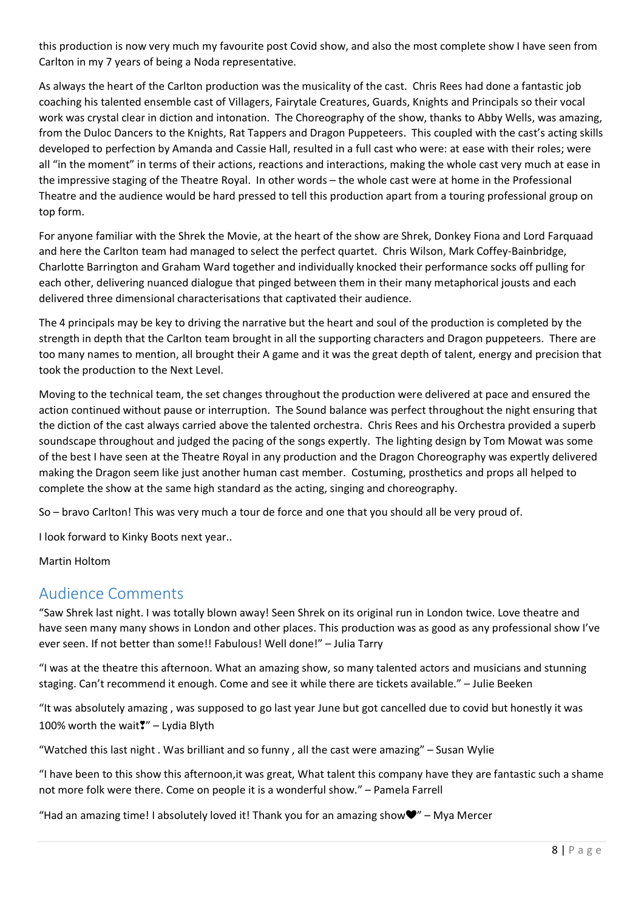this production is now very much my favourite post Covid show, and also the most complete show I have seen from Carlton in my 7 years of being a Noda representative.

As always the heart of the Carlton production was the musicality of the cast. Chris Rees had done a fantastic job coaching his talented ensemble cast of Villagers, Fairytale Creatures, Guards, Knights and Principals so their vocal work was crystal clear in diction and intonation. The Choreography of the show, thanks to Abby Wells, was amazing, from the Duloc Dancers to the Knights, Rat Tappers and Dragon Puppeteers. This coupled with the cast's acting skills developed to perfection by Amanda and Cassie Hall, resulted in a full cast who were: at ease with their roles; were all "in the moment" in terms of their actions, reactions and interactions, making the whole cast very much at ease in the impressive staging of the Theatre Royal. In other words – the whole cast were at home in the Professional Theatre and the audience would be hard pressed to tell this production apart from a touring professional group on top form.

For anyone familiar with the Shrek the Movie, at the heart of the show are Shrek, Donkey Fiona and Lord Farquaad and here the Carlton team had managed to select the perfect quartet. Chris Wilson, Mark Coffey-Bainbridge, Charlotte Barrington and Graham Ward together and individually knocked their performance socks off pulling for each other, delivering nuanced dialogue that pinged between them in their many metaphorical jousts and each delivered three dimensional characterisations that captivated their audience.

The 4 principals may be key to driving the narrative but the heart and soul of the production is completed by the strength in depth that the Carlton team brought in all the supporting characters and Dragon puppeteers. There are too many names to mention, all brought their A game and it was the great depth of talent, energy and precision that took the production to the Next Level.

Moving to the technical team, the set changes throughout the production were delivered at pace and ensured the action continued without pause or interruption. The Sound balance was perfect throughout the night ensuring that the diction of the cast always carried above the talented orchestra. Chris Rees and his Orchestra provided a superb soundscape throughout and judged the pacing of the songs expertly. The lighting design by Tom Mowat was some of the best I have seen at the Theatre Royal in any production and the Dragon Choreography was expertly delivered making the Dragon seem like just another human cast member. Costuming, prosthetics and props all helped to complete the show at the same high standard as the acting, singing and choreography.

So – bravo Carlton! This was very much a tour de force and one that you should all be very proud of.

I look forward to Kinky Boots next year..

Martin Holtom

## Audience Comments

"Saw Shrek last night. I was totally blown away! Seen Shrek on its original run in London twice. Love theatre and have seen many many shows in London and other places. This production was as good as any professional show I've ever seen. If not better than some!! Fabulous! Well done!" – Julia Tarry

"I was at the theatre this afternoon. What an amazing show, so many talented actors and musicians and stunning staging. Can't recommend it enough. Come and see it while there are tickets available." – Julie Beeken

"It was absolutely amazing , was supposed to go last year June but got cancelled due to covid but honestly it was 100% worth the wait❣" – Lydia Blyth

"Watched this last night . Was brilliant and so funny , all the cast were amazing" – Susan Wylie

"I have been to this show this afternoon,it was great, What talent this company have they are fantastic such a shame not more folk were there. Come on people it is a wonderful show." – Pamela Farrell

"Had an amazing time! I absolutely loved it! Thank you for an amazing show❤" – Mya Mercer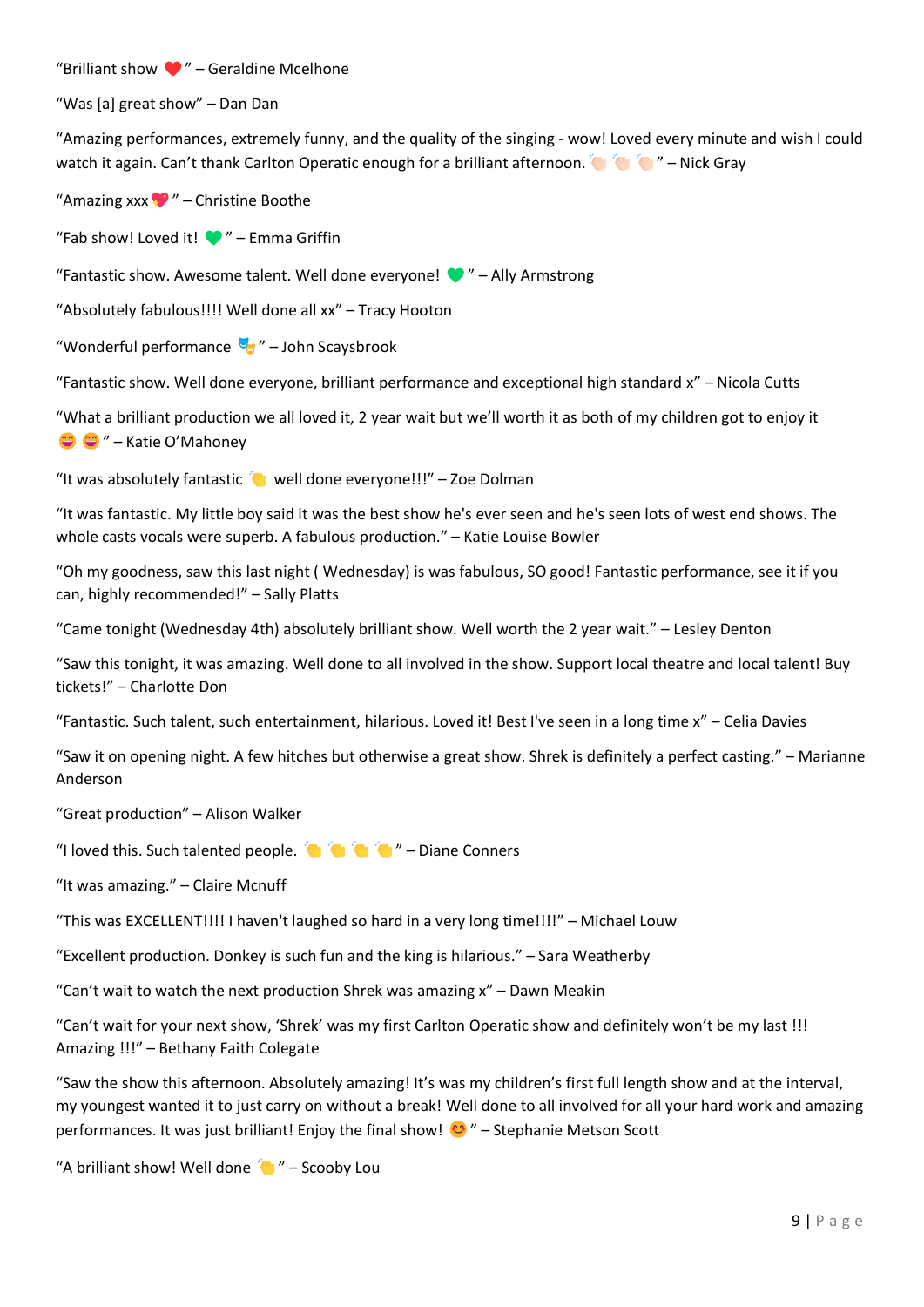"Brilliant show ❤️" – Geraldine Mcelhone

"Was [a] great show" – Dan Dan

"Amazing performances, extremely funny, and the quality of the singing - wow! Loved every minute and wish I could watch it again. Can't thank Carlton Operatic enough for a brilliant afternoon. 👏🏻👏🏻👏🏻" – Nick Gray

"Amazing xxx 💖" – Christine Boothe

"Fab show! Loved it! 💚" – Emma Griffin

"Fantastic show. Awesome talent. Well done everyone! 💚" – Ally Armstrong

"Absolutely fabulous!!!! Well done all xx" – Tracy Hooton

"Wonderful performance 🎭" – John Scaysbrook

"Fantastic show. Well done everyone, brilliant performance and exceptional high standard x" – Nicola Cutts

"What a brilliant production we all loved it, 2 year wait but we'll worth it as both of my children got to enjoy it 😁😁" – Katie O'Mahoney

"It was absolutely fantastic 👏 well done everyone!!!" – Zoe Dolman

"It was fantastic. My little boy said it was the best show he's ever seen and he's seen lots of west end shows. The whole casts vocals were superb. A fabulous production." – Katie Louise Bowler

"Oh my goodness, saw this last night ( Wednesday) is was fabulous, SO good! Fantastic performance, see it if you can, highly recommended!" – Sally Platts

"Came tonight (Wednesday 4th) absolutely brilliant show. Well worth the 2 year wait." – Lesley Denton

"Saw this tonight, it was amazing. Well done to all involved in the show. Support local theatre and local talent! Buy tickets!" – Charlotte Don

"Fantastic. Such talent, such entertainment, hilarious. Loved it! Best I've seen in a long time x" – Celia Davies

"Saw it on opening night. A few hitches but otherwise a great show. Shrek is definitely a perfect casting." – Marianne Anderson

"Great production" – Alison Walker

"I loved this. Such talented people. 👏👏👏👏" – Diane Conners

"It was amazing." – Claire Mcnuff

"This was EXCELLENT!!!! I haven't laughed so hard in a very long time!!!!" – Michael Louw

"Excellent production. Donkey is such fun and the king is hilarious." – Sara Weatherby

"Can't wait to watch the next production Shrek was amazing x" – Dawn Meakin

"Can't wait for your next show, 'Shrek' was my first Carlton Operatic show and definitely won't be my last !!! Amazing !!!" – Bethany Faith Colegate

"Saw the show this afternoon. Absolutely amazing! It's was my children's first full length show and at the interval, my youngest wanted it to just carry on without a break! Well done to all involved for all your hard work and amazing performances. It was just brilliant! Enjoy the final show! 😊" – Stephanie Metson Scott

"A brilliant show! Well done 👏" – Scooby Lou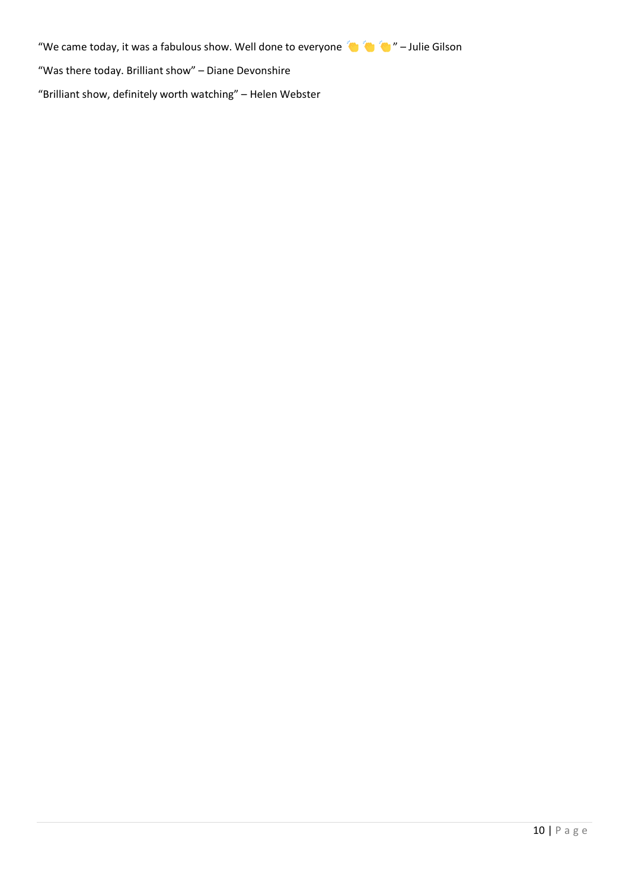"We came today, it was a fabulous show. Well done to everyone 👏👏👏" – Julie Gilson

"Was there today. Brilliant show" – Diane Devonshire

"Brilliant show, definitely worth watching" – Helen Webster